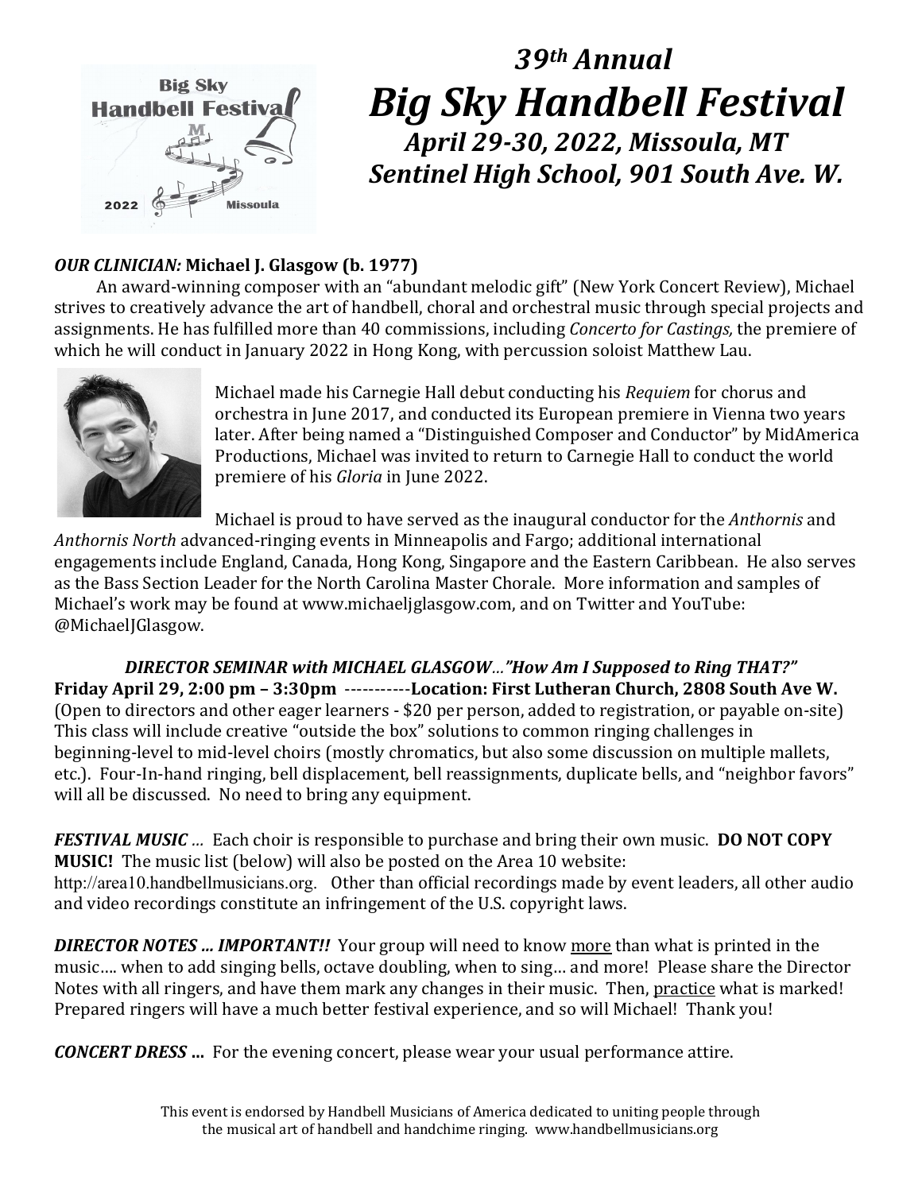# *39th Annual*
# *Big Sky Handbell Festival*
## *April 29-30, 2022, Missoula, MT*
## *Sentinel High School, 901 South Ave. W.*

***OUR CLINICIAN:*** **Michael J. Glasgow (b. 1977)**

An award-winning composer with an "abundant melodic gift" (New York Concert Review), Michael strives to creatively advance the art of handbell, choral and orchestral music through special projects and assignments. He has fulfilled more than 40 commissions, including *Concerto for Castings,* the premiere of which he will conduct in January 2022 in Hong Kong, with percussion soloist Matthew Lau.

Michael made his Carnegie Hall debut conducting his *Requiem* for chorus and orchestra in June 2017, and conducted its European premiere in Vienna two years later. After being named a "Distinguished Composer and Conductor" by MidAmerica Productions, Michael was invited to return to Carnegie Hall to conduct the world premiere of his *Gloria* in June 2022.

Michael is proud to have served as the inaugural conductor for the *Anthornis* and *Anthornis North* advanced-ringing events in Minneapolis and Fargo; additional international engagements include England, Canada, Hong Kong, Singapore and the Eastern Caribbean. He also serves as the Bass Section Leader for the North Carolina Master Chorale. More information and samples of Michael's work may be found at www.michaeljglasgow.com, and on Twitter and YouTube: @MichaelJGlasgow.

***DIRECTOR SEMINAR with MICHAEL GLASGOW…"How Am I Supposed to Ring THAT?"***

**Friday April 29, 2:00 pm – 3:30pm -----------Location: First Lutheran Church, 2808 South Ave W.**

(Open to directors and other eager learners - $20 per person, added to registration, or payable on-site) This class will include creative "outside the box" solutions to common ringing challenges in beginning-level to mid-level choirs (mostly chromatics, but also some discussion on multiple mallets, etc.). Four-In-hand ringing, bell displacement, bell reassignments, duplicate bells, and "neighbor favors" will all be discussed. No need to bring any equipment.

***FESTIVAL MUSIC …*** Each choir is responsible to purchase and bring their own music. **DO NOT COPY MUSIC!** The music list (below) will also be posted on the Area 10 website: http://area10.handbellmusicians.org. Other than official recordings made by event leaders, all other audio and video recordings constitute an infringement of the U.S. copyright laws.

***DIRECTOR NOTES ... IMPORTANT!!*** Your group will need to know <u>more</u> than what is printed in the music…. when to add singing bells, octave doubling, when to sing… and more! Please share the Director Notes with all ringers, and have them mark any changes in their music. Then, <u>practice</u> what is marked! Prepared ringers will have a much better festival experience, and so will Michael! Thank you!

***CONCERT DRESS …*** For the evening concert, please wear your usual performance attire.

This event is endorsed by Handbell Musicians of America dedicated to uniting people through the musical art of handbell and handchime ringing. www.handbellmusicians.org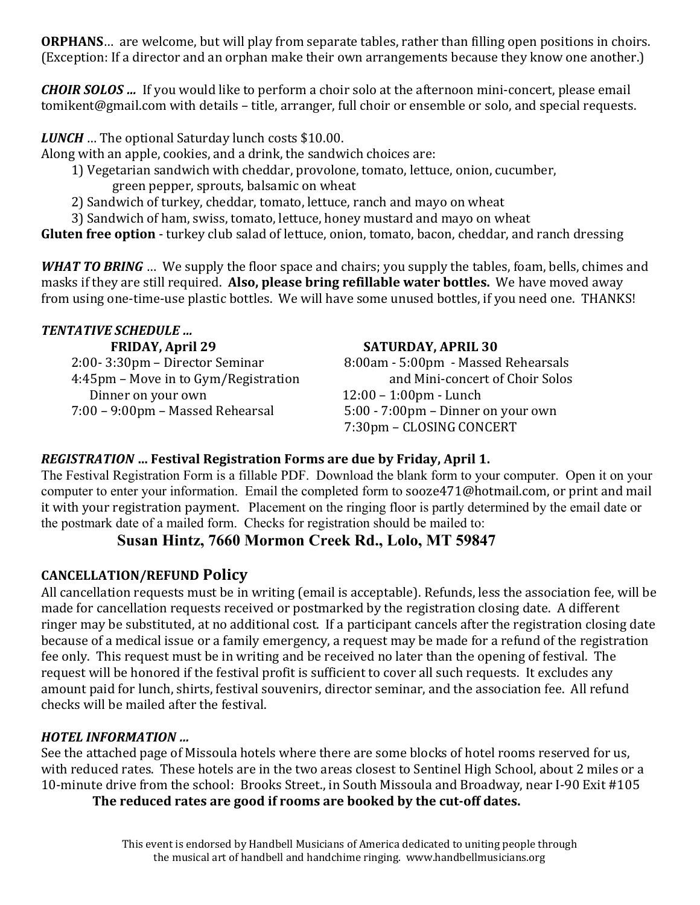**ORPHANS**… are welcome, but will play from separate tables, rather than filling open positions in choirs. (Exception: If a director and an orphan make their own arrangements because they know one another.)

***CHOIR SOLOS …*** If you would like to perform a choir solo at the afternoon mini-concert, please email tomikent@gmail.com with details – title, arranger, full choir or ensemble or solo, and special requests.

***LUNCH*** … The optional Saturday lunch costs $10.00.
Along with an apple, cookies, and a drink, the sandwich choices are:

1) Vegetarian sandwich with cheddar, provolone, tomato, lettuce, onion, cucumber, green pepper, sprouts, balsamic on wheat
2) Sandwich of turkey, cheddar, tomato, lettuce, ranch and mayo on wheat
3) Sandwich of ham, swiss, tomato, lettuce, honey mustard and mayo on wheat

**Gluten free option** - turkey club salad of lettuce, onion, tomato, bacon, cheddar, and ranch dressing

***WHAT TO BRING*** … We supply the floor space and chairs; you supply the tables, foam, bells, chimes and masks if they are still required. **Also, please bring refillable water bottles.** We have moved away from using one-time-use plastic bottles. We will have some unused bottles, if you need one. THANKS!

***TENTATIVE SCHEDULE …***

**FRIDAY, April 29**

2:00- 3:30pm – Director Seminar
4:45pm – Move in to Gym/Registration
Dinner on your own
7:00 – 9:00pm – Massed Rehearsal

**SATURDAY, APRIL 30**

8:00am - 5:00pm - Massed Rehearsals and Mini-concert of Choir Solos
12:00 – 1:00pm - Lunch
5:00 - 7:00pm – Dinner on your own
7:30pm – CLOSING CONCERT

***REGISTRATION* … Festival Registration Forms are due by Friday, April 1.**

The Festival Registration Form is a fillable PDF. Download the blank form to your computer. Open it on your computer to enter your information. Email the completed form to sooze471@hotmail.com, or print and mail it with your registration payment. Placement on the ringing floor is partly determined by the email date or the postmark date of a mailed form. Checks for registration should be mailed to:

**Susan Hintz, 7660 Mormon Creek Rd., Lolo, MT 59847**

**CANCELLATION/REFUND Policy**

All cancellation requests must be in writing (email is acceptable). Refunds, less the association fee, will be made for cancellation requests received or postmarked by the registration closing date. A different ringer may be substituted, at no additional cost. If a participant cancels after the registration closing date because of a medical issue or a family emergency, a request may be made for a refund of the registration fee only. This request must be in writing and be received no later than the opening of festival. The request will be honored if the festival profit is sufficient to cover all such requests. It excludes any amount paid for lunch, shirts, festival souvenirs, director seminar, and the association fee. All refund checks will be mailed after the festival.

***HOTEL INFORMATION …***

See the attached page of Missoula hotels where there are some blocks of hotel rooms reserved for us, with reduced rates. These hotels are in the two areas closest to Sentinel High School, about 2 miles or a 10-minute drive from the school: Brooks Street., in South Missoula and Broadway, near I-90 Exit #105

**The reduced rates are good if rooms are booked by the cut-off dates.**

This event is endorsed by Handbell Musicians of America dedicated to uniting people through the musical art of handbell and handchime ringing. www.handbellmusicians.org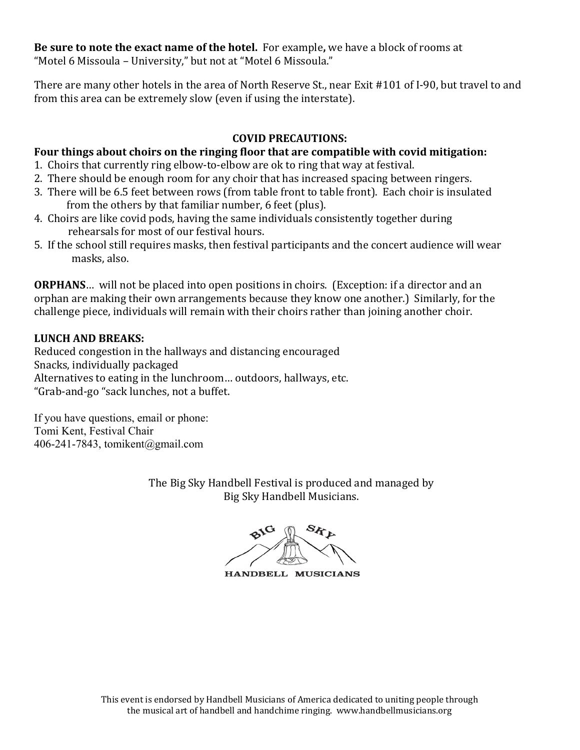**Be sure to note the exact name of the hotel.** For example**,** we have a block of rooms at "Motel 6 Missoula – University," but not at "Motel 6 Missoula."

There are many other hotels in the area of North Reserve St., near Exit #101 of I-90, but travel to and from this area can be extremely slow (even if using the interstate).

**COVID PRECAUTIONS:**

**Four things about choirs on the ringing floor that are compatible with covid mitigation:**

1. Choirs that currently ring elbow-to-elbow are ok to ring that way at festival.
2. There should be enough room for any choir that has increased spacing between ringers.
3. There will be 6.5 feet between rows (from table front to table front). Each choir is insulated from the others by that familiar number, 6 feet (plus).
4. Choirs are like covid pods, having the same individuals consistently together during rehearsals for most of our festival hours.
5. If the school still requires masks, then festival participants and the concert audience will wear masks, also.

**ORPHANS**… will not be placed into open positions in choirs. (Exception: if a director and an orphan are making their own arrangements because they know one another.) Similarly, for the challenge piece, individuals will remain with their choirs rather than joining another choir.

**LUNCH AND BREAKS:**

Reduced congestion in the hallways and distancing encouraged
Snacks, individually packaged
Alternatives to eating in the lunchroom… outdoors, hallways, etc.
"Grab-and-go "sack lunches, not a buffet.

If you have questions, email or phone:
Tomi Kent, Festival Chair
406-241-7843, tomikent@gmail.com

The Big Sky Handbell Festival is produced and managed by
Big Sky Handbell Musicians.

BIG SKY
HANDBELL MUSICIANS

This event is endorsed by Handbell Musicians of America dedicated to uniting people through the musical art of handbell and handchime ringing. www.handbellmusicians.org